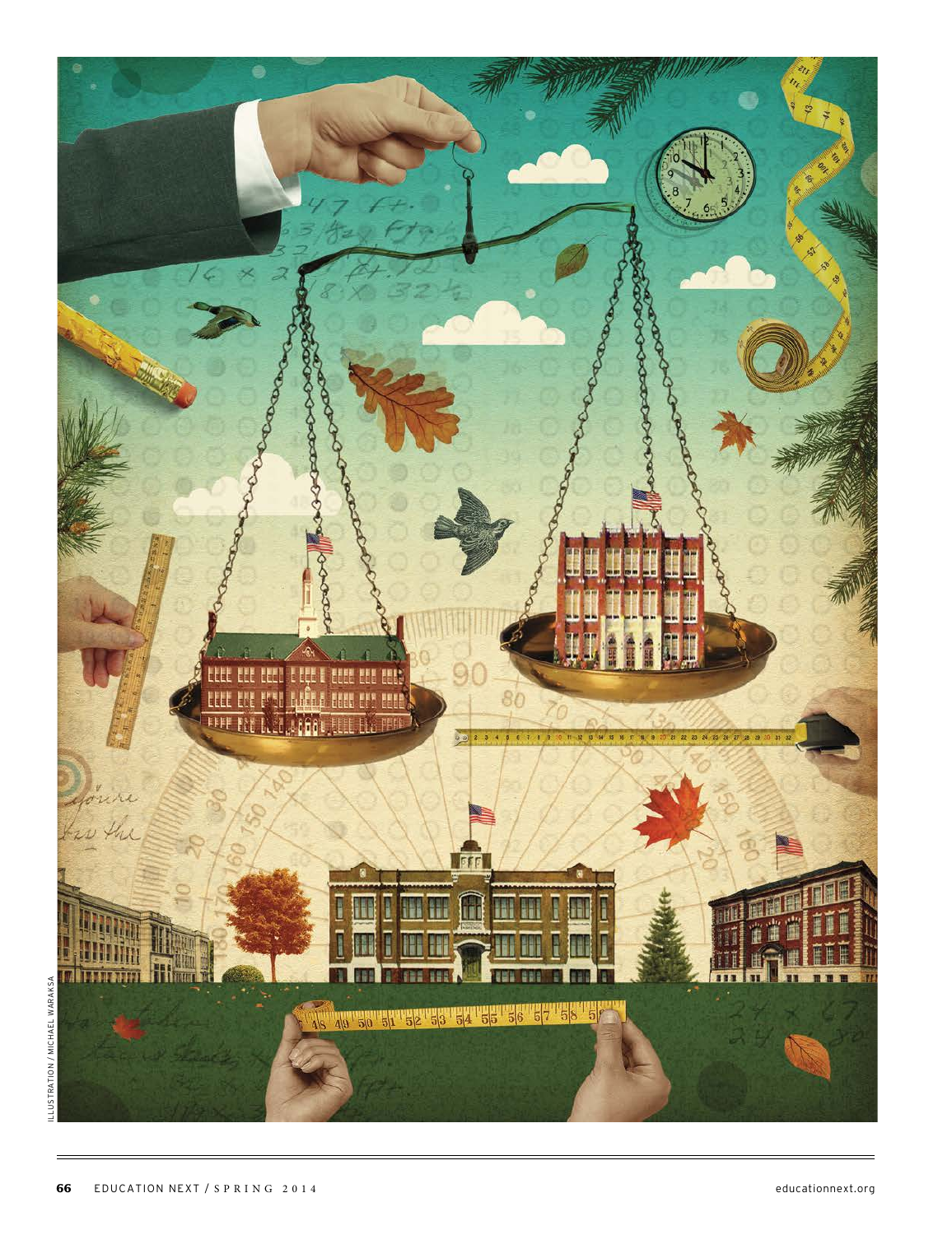ILLUSTRATION / MICHAEL WARAKSA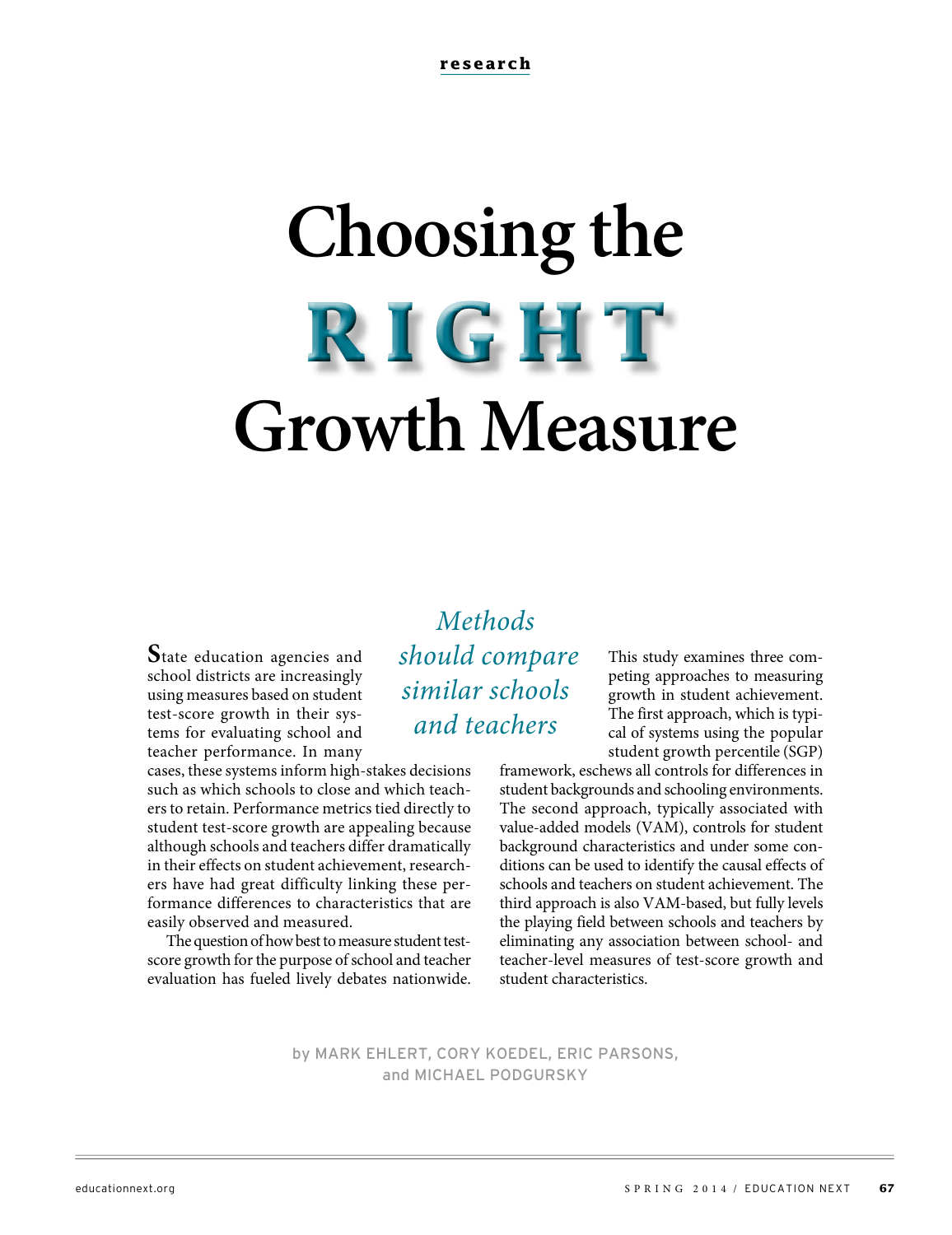# Choosing the RIGHT Growth Measure

*Methods should compare similar schools and teachers*

State education agencies and school districts are increasingly using measures based on student test-score growth in their systems for evaluating school and teacher performance. In many cases, these systems inform high-stakes decisions such as which schools to close and which teachers to retain. Performance metrics tied directly to student test-score growth are appealing because although schools and teachers differ dramatically in their effects on student achievement, researchers have had great difficulty linking these performance differences to characteristics that are easily observed and measured.

The question of how best to measure student test-score growth for the purpose of school and teacher evaluation has fueled lively debates nationwide. This study examines three competing approaches to measuring growth in student achievement. The first approach, which is typical of systems using the popular student growth percentile (SGP) framework, eschews all controls for differences in student backgrounds and schooling environments. The second approach, typically associated with value-added models (VAM), controls for student background characteristics and under some conditions can be used to identify the causal effects of schools and teachers on student achievement. The third approach is also VAM-based, but fully levels the playing field between schools and teachers by eliminating any association between school- and teacher-level measures of test-score growth and student characteristics.

by MARK EHLERT, CORY KOEDEL, ERIC PARSONS, and MICHAEL PODGURSKY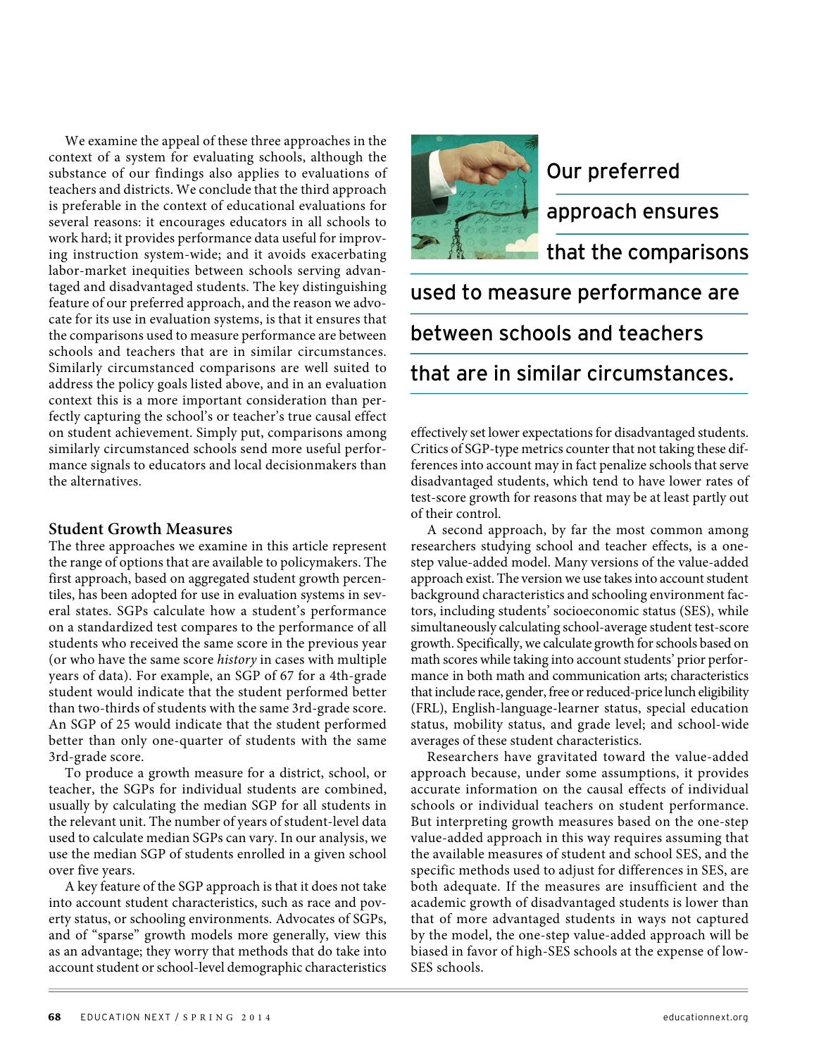We examine the appeal of these three approaches in the context of a system for evaluating schools, although the substance of our findings also applies to evaluations of teachers and districts. We conclude that the third approach is preferable in the context of educational evaluations for several reasons: it encourages educators in all schools to work hard; it provides performance data useful for improving instruction system-wide; and it avoids exacerbating labor-market inequities between schools serving advantaged and disadvantaged students. The key distinguishing feature of our preferred approach, and the reason we advocate for its use in evaluation systems, is that it ensures that the comparisons used to measure performance are between schools and teachers that are in similar circumstances. Similarly circumstanced comparisons are well suited to address the policy goals listed above, and in an evaluation context this is a more important consideration than perfectly capturing the school's or teacher's true causal effect on student achievement. Simply put, comparisons among similarly circumstanced schools send more useful performance signals to educators and local decisionmakers than the alternatives.

## Student Growth Measures

The three approaches we examine in this article represent the range of options that are available to policymakers. The first approach, based on aggregated student growth percentiles, has been adopted for use in evaluation systems in several states. SGPs calculate how a student's performance on a standardized test compares to the performance of all students who received the same score in the previous year (or who have the same score *history* in cases with multiple years of data). For example, an SGP of 67 for a 4th-grade student would indicate that the student performed better than two-thirds of students with the same 3rd-grade score. An SGP of 25 would indicate that the student performed better than only one-quarter of students with the same 3rd-grade score.

To produce a growth measure for a district, school, or teacher, the SGPs for individual students are combined, usually by calculating the median SGP for all students in the relevant unit. The number of years of student-level data used to calculate median SGPs can vary. In our analysis, we use the median SGP of students enrolled in a given school over five years.

A key feature of the SGP approach is that it does not take into account student characteristics, such as race and poverty status, or schooling environments. Advocates of SGPs, and of "sparse" growth models more generally, view this as an advantage; they worry that methods that do take into account student or school-level demographic characteristics effectively set lower expectations for disadvantaged students. Critics of SGP-type metrics counter that not taking these differences into account may in fact penalize schools that serve disadvantaged students, which tend to have lower rates of test-score growth for reasons that may be at least partly out of their control.

Our preferred approach ensures that the comparisons used to measure performance are between schools and teachers that are in similar circumstances.

A second approach, by far the most common among researchers studying school and teacher effects, is a one-step value-added model. Many versions of the value-added approach exist. The version we use takes into account student background characteristics and schooling environment factors, including students' socioeconomic status (SES), while simultaneously calculating school-average student test-score growth. Specifically, we calculate growth for schools based on math scores while taking into account students' prior performance in both math and communication arts; characteristics that include race, gender, free or reduced-price lunch eligibility (FRL), English-language-learner status, special education status, mobility status, and grade level; and school-wide averages of these student characteristics.

Researchers have gravitated toward the value-added approach because, under some assumptions, it provides accurate information on the causal effects of individual schools or individual teachers on student performance. But interpreting growth measures based on the one-step value-added approach in this way requires assuming that the available measures of student and school SES, and the specific methods used to adjust for differences in SES, are both adequate. If the measures are insufficient and the academic growth of disadvantaged students is lower than that of more advantaged students in ways not captured by the model, the one-step value-added approach will be biased in favor of high-SES schools at the expense of low-SES schools.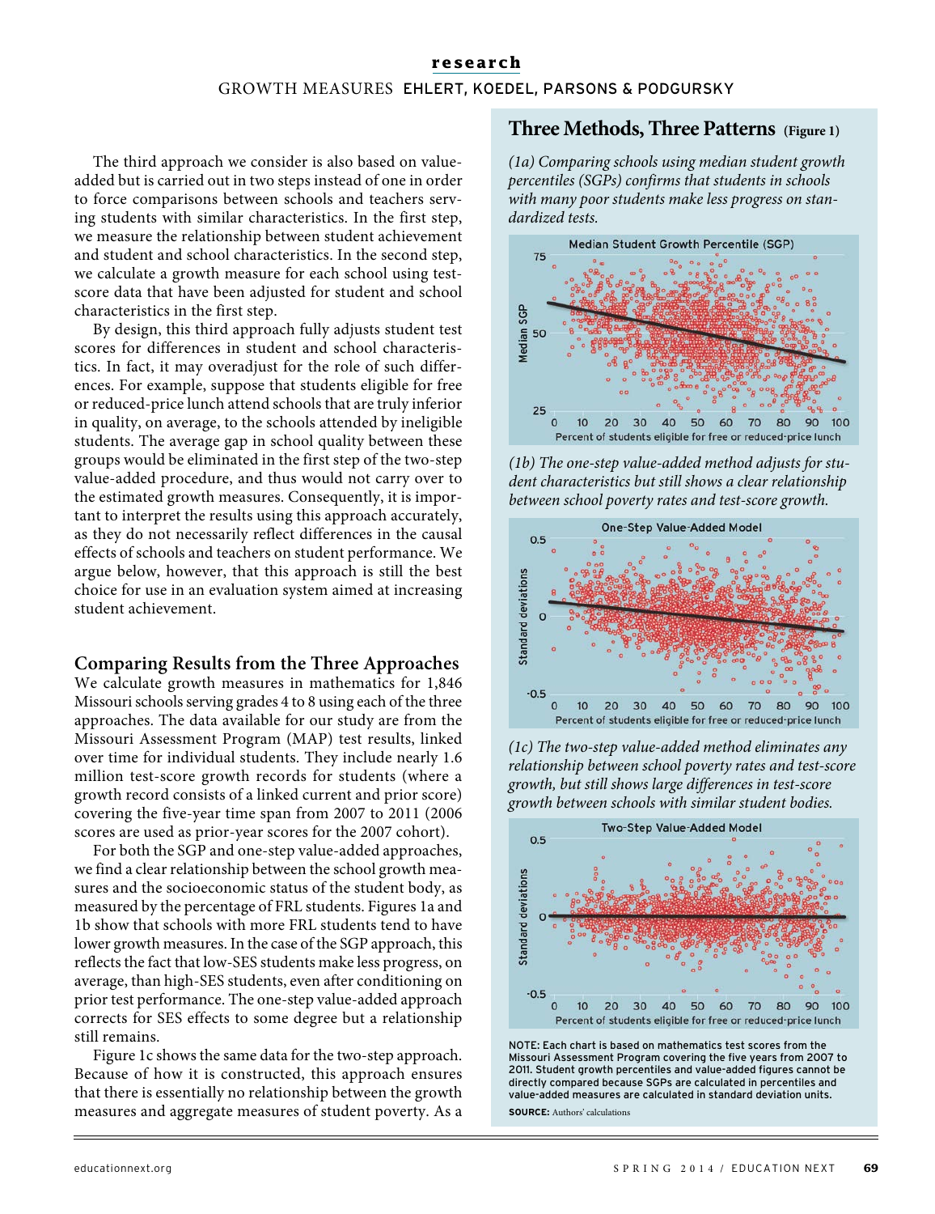The third approach we consider is also based on value-added but is carried out in two steps instead of one in order to force comparisons between schools and teachers serving students with similar characteristics. In the first step, we measure the relationship between student achievement and student and school characteristics. In the second step, we calculate a growth measure for each school using test-score data that have been adjusted for student and school characteristics in the first step.

By design, this third approach fully adjusts student test scores for differences in student and school characteristics. In fact, it may overadjust for the role of such differences. For example, suppose that students eligible for free or reduced-price lunch attend schools that are truly inferior in quality, on average, to the schools attended by ineligible students. The average gap in school quality between these groups would be eliminated in the first step of the two-step value-added procedure, and thus would not carry over to the estimated growth measures. Consequently, it is important to interpret the results using this approach accurately, as they do not necessarily reflect differences in the causal effects of schools and teachers on student performance. We argue below, however, that this approach is still the best choice for use in an evaluation system aimed at increasing student achievement.

## Comparing Results from the Three Approaches

We calculate growth measures in mathematics for 1,846 Missouri schools serving grades 4 to 8 using each of the three approaches. The data available for our study are from the Missouri Assessment Program (MAP) test results, linked over time for individual students. They include nearly 1.6 million test-score growth records for students (where a growth record consists of a linked current and prior score) covering the five-year time span from 2007 to 2011 (2006 scores are used as prior-year scores for the 2007 cohort).

For both the SGP and one-step value-added approaches, we find a clear relationship between the school growth measures and the socioeconomic status of the student body, as measured by the percentage of FRL students. Figures 1a and 1b show that schools with more FRL students tend to have lower growth measures. In the case of the SGP approach, this reflects the fact that low-SES students make less progress, on average, than high-SES students, even after conditioning on prior test performance. The one-step value-added approach corrects for SES effects to some degree but a relationship still remains.

Figure 1c shows the same data for the two-step approach. Because of how it is constructed, this approach ensures that there is essentially no relationship between the growth measures and aggregate measures of student poverty. As a

## Three Methods, Three Patterns (Figure 1)

*(1a) Comparing schools using median student growth percentiles (SGPs) confirms that students in schools with many poor students make less progress on standardized tests.*

Median Student Growth Percentile (SGP)

*(1b) The one-step value-added method adjusts for student characteristics but still shows a clear relationship between school poverty rates and test-score growth.*

One-Step Value-Added Model

*(1c) The two-step value-added method eliminates any relationship between school poverty rates and test-score growth, but still shows large differences in test-score growth between schools with similar student bodies.*

Two-Step Value-Added Model

NOTE: Each chart is based on mathematics test scores from the Missouri Assessment Program covering the five years from 2007 to 2011. Student growth percentiles and value-added figures cannot be directly compared because SGPs are calculated in percentiles and value-added measures are calculated in standard deviation units.

**SOURCE:** Authors' calculations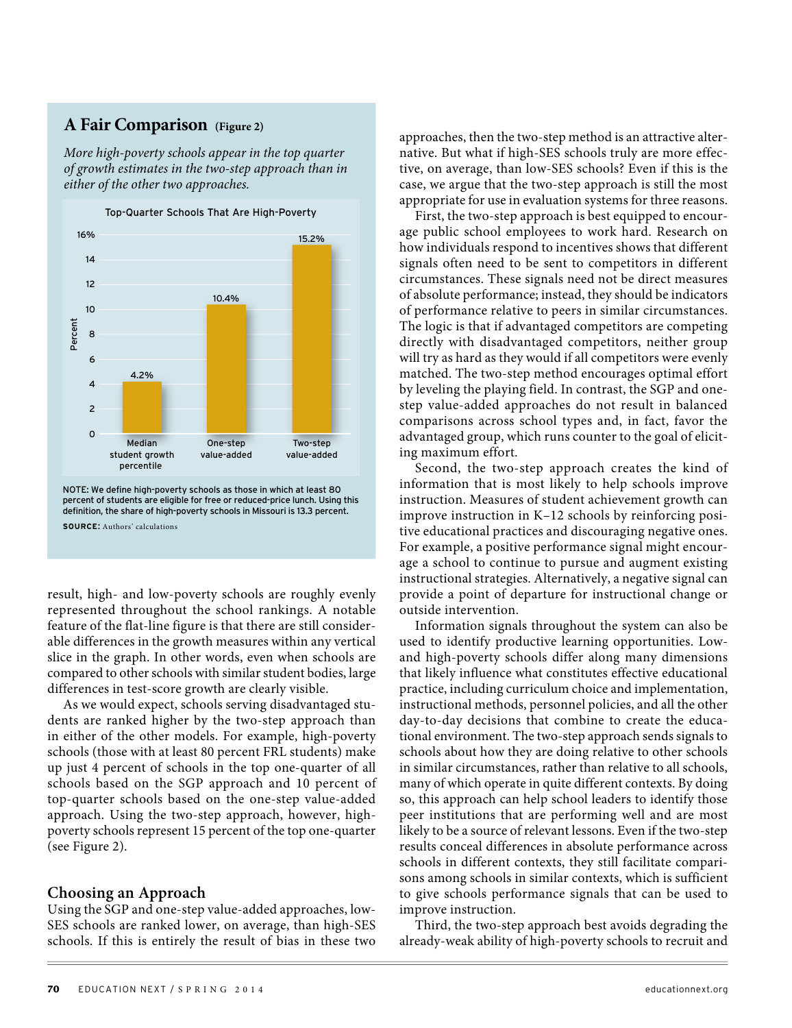## A Fair Comparison (Figure 2)

*More high-poverty schools appear in the top quarter of growth estimates in the two-step approach than in either of the other two approaches.*

Top-Quarter Schools That Are High-Poverty

| | Percent |
|---|---|
| Median student growth percentile | 4.2% |
| One-step value-added | 10.4% |
| Two-step value-added | 15.2% |

NOTE: We define high-poverty schools as those in which at least 80 percent of students are eligible for free or reduced-price lunch. Using this definition, the share of high-poverty schools in Missouri is 13.3 percent.

**SOURCE:** Authors' calculations

result, high- and low-poverty schools are roughly evenly represented throughout the school rankings. A notable feature of the flat-line figure is that there are still considerable differences in the growth measures within any vertical slice in the graph. In other words, even when schools are compared to other schools with similar student bodies, large differences in test-score growth are clearly visible.

As we would expect, schools serving disadvantaged students are ranked higher by the two-step approach than in either of the other models. For example, high-poverty schools (those with at least 80 percent FRL students) make up just 4 percent of schools in the top one-quarter of all schools based on the SGP approach and 10 percent of top-quarter schools based on the one-step value-added approach. Using the two-step approach, however, high-poverty schools represent 15 percent of the top one-quarter (see Figure 2).

## Choosing an Approach

Using the SGP and one-step value-added approaches, low-SES schools are ranked lower, on average, than high-SES schools. If this is entirely the result of bias in these two approaches, then the two-step method is an attractive alternative. But what if high-SES schools truly are more effective, on average, than low-SES schools? Even if this is the case, we argue that the two-step approach is still the most appropriate for use in evaluation systems for three reasons.

First, the two-step approach is best equipped to encourage public school employees to work hard. Research on how individuals respond to incentives shows that different signals often need to be sent to competitors in different circumstances. These signals need not be direct measures of absolute performance; instead, they should be indicators of performance relative to peers in similar circumstances. The logic is that if advantaged competitors are competing directly with disadvantaged competitors, neither group will try as hard as they would if all competitors were evenly matched. The two-step method encourages optimal effort by leveling the playing field. In contrast, the SGP and one-step value-added approaches do not result in balanced comparisons across school types and, in fact, favor the advantaged group, which runs counter to the goal of eliciting maximum effort.

Second, the two-step approach creates the kind of information that is most likely to help schools improve instruction. Measures of student achievement growth can improve instruction in K–12 schools by reinforcing positive educational practices and discouraging negative ones. For example, a positive performance signal might encourage a school to continue to pursue and augment existing instructional strategies. Alternatively, a negative signal can provide a point of departure for instructional change or outside intervention.

Information signals throughout the system can also be used to identify productive learning opportunities. Low- and high-poverty schools differ along many dimensions that likely influence what constitutes effective educational practice, including curriculum choice and implementation, instructional methods, personnel policies, and all the other day-to-day decisions that combine to create the educational environment. The two-step approach sends signals to schools about how they are doing relative to other schools in similar circumstances, rather than relative to all schools, many of which operate in quite different contexts. By doing so, this approach can help school leaders to identify those peer institutions that are performing well and are most likely to be a source of relevant lessons. Even if the two-step results conceal differences in absolute performance across schools in different contexts, they still facilitate comparisons among schools in similar contexts, which is sufficient to give schools performance signals that can be used to improve instruction.

Third, the two-step approach best avoids degrading the already-weak ability of high-poverty schools to recruit and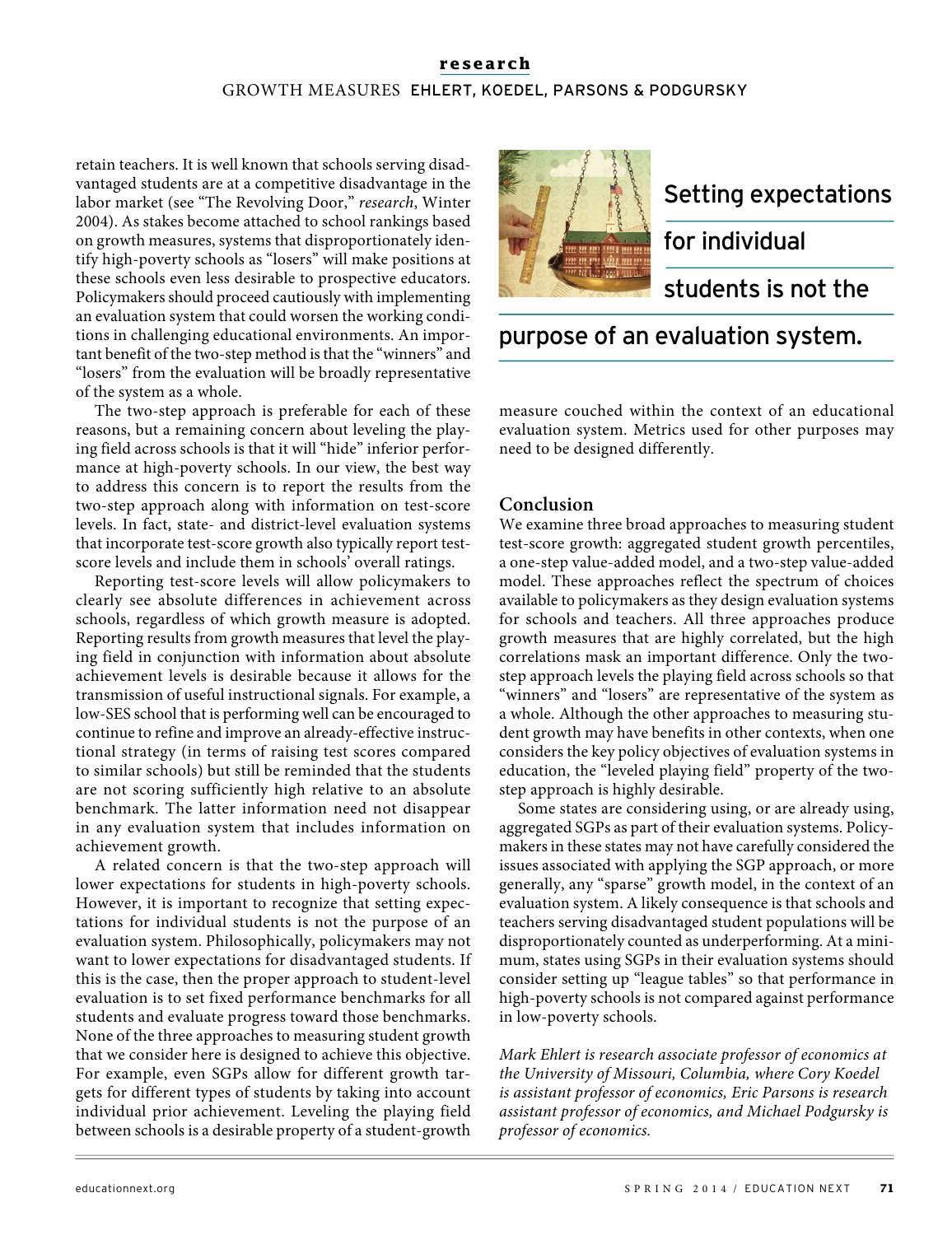retain teachers. It is well known that schools serving disadvantaged students are at a competitive disadvantage in the labor market (see "The Revolving Door," *research*, Winter 2004). As stakes become attached to school rankings based on growth measures, systems that disproportionately identify high-poverty schools as "losers" will make positions at these schools even less desirable to prospective educators. Policymakers should proceed cautiously with implementing an evaluation system that could worsen the working conditions in challenging educational environments. An important benefit of the two-step method is that the "winners" and "losers" from the evaluation will be broadly representative of the system as a whole.

The two-step approach is preferable for each of these reasons, but a remaining concern about leveling the playing field across schools is that it will "hide" inferior performance at high-poverty schools. In our view, the best way to address this concern is to report the results from the two-step approach along with information on test-score levels. In fact, state- and district-level evaluation systems that incorporate test-score growth also typically report test-score levels and include them in schools' overall ratings.

Reporting test-score levels will allow policymakers to clearly see absolute differences in achievement across schools, regardless of which growth measure is adopted. Reporting results from growth measures that level the playing field in conjunction with information about absolute achievement levels is desirable because it allows for the transmission of useful instructional signals. For example, a low-SES school that is performing well can be encouraged to continue to refine and improve an already-effective instructional strategy (in terms of raising test scores compared to similar schools) but still be reminded that the students are not scoring sufficiently high relative to an absolute benchmark. The latter information need not disappear in any evaluation system that includes information on achievement growth.

A related concern is that the two-step approach will lower expectations for students in high-poverty schools. However, it is important to recognize that setting expectations for individual students is not the purpose of an evaluation system. Philosophically, policymakers may not want to lower expectations for disadvantaged students. If this is the case, then the proper approach to student-level evaluation is to set fixed performance benchmarks for all students and evaluate progress toward those benchmarks. None of the three approaches to measuring student growth that we consider here is designed to achieve this objective. For example, even SGPs allow for different growth targets for different types of students by taking into account individual prior achievement. Leveling the playing field between schools is a desirable property of a student-growth measure couched within the context of an educational evaluation system. Metrics used for other purposes may need to be designed differently.

Setting expectations for individual students is not the purpose of an evaluation system.

## Conclusion

We examine three broad approaches to measuring student test-score growth: aggregated student growth percentiles, a one-step value-added model, and a two-step value-added model. These approaches reflect the spectrum of choices available to policymakers as they design evaluation systems for schools and teachers. All three approaches produce growth measures that are highly correlated, but the high correlations mask an important difference. Only the two-step approach levels the playing field across schools so that "winners" and "losers" are representative of the system as a whole. Although the other approaches to measuring student growth may have benefits in other contexts, when one considers the key policy objectives of evaluation systems in education, the "leveled playing field" property of the two-step approach is highly desirable.

Some states are considering using, or are already using, aggregated SGPs as part of their evaluation systems. Policymakers in these states may not have carefully considered the issues associated with applying the SGP approach, or more generally, any "sparse" growth model, in the context of an evaluation system. A likely consequence is that schools and teachers serving disadvantaged student populations will be disproportionately counted as underperforming. At a minimum, states using SGPs in their evaluation systems should consider setting up "league tables" so that performance in high-poverty schools is not compared against performance in low-poverty schools.

*Mark Ehlert is research associate professor of economics at the University of Missouri, Columbia, where Cory Koedel is assistant professor of economics, Eric Parsons is research assistant professor of economics, and Michael Podgursky is professor of economics.*